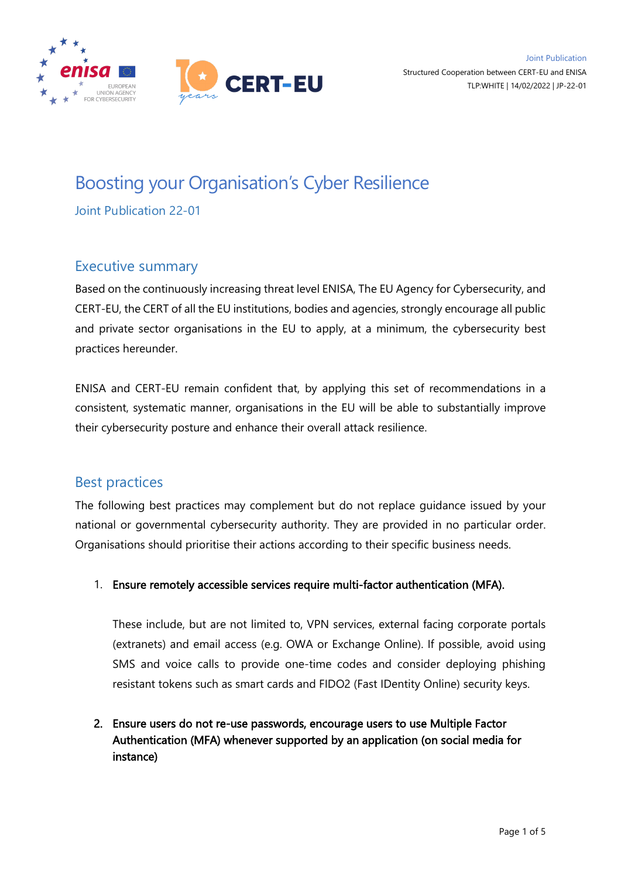Joint Publication

Structured Cooperation between CERT-EU and ENISA

TLP:WHITE | 14/02/2022 | JP-22-01

# Boosting your Organisation's Cyber Resilience

Joint Publication 22-01

## Executive summary

Based on the continuously increasing threat level ENISA, The EU Agency for Cybersecurity, and CERT-EU, the CERT of all the EU institutions, bodies and agencies, strongly encourage all public and private sector organisations in the EU to apply, at a minimum, the cybersecurity best practices hereunder.

ENISA and CERT-EU remain confident that, by applying this set of recommendations in a consistent, systematic manner, organisations in the EU will be able to substantially improve their cybersecurity posture and enhance their overall attack resilience.

## Best practices

The following best practices may complement but do not replace guidance issued by your national or governmental cybersecurity authority. They are provided in no particular order. Organisations should prioritise their actions according to their specific business needs.

1. **Ensure remotely accessible services require multi-factor authentication (MFA).**

   These include, but are not limited to, VPN services, external facing corporate portals (extranets) and email access (e.g. OWA or Exchange Online). If possible, avoid using SMS and voice calls to provide one-time codes and consider deploying phishing resistant tokens such as smart cards and FIDO2 (Fast IDentity Online) security keys.

2. **Ensure users do not re-use passwords, encourage users to use Multiple Factor Authentication (MFA) whenever supported by an application (on social media for instance)**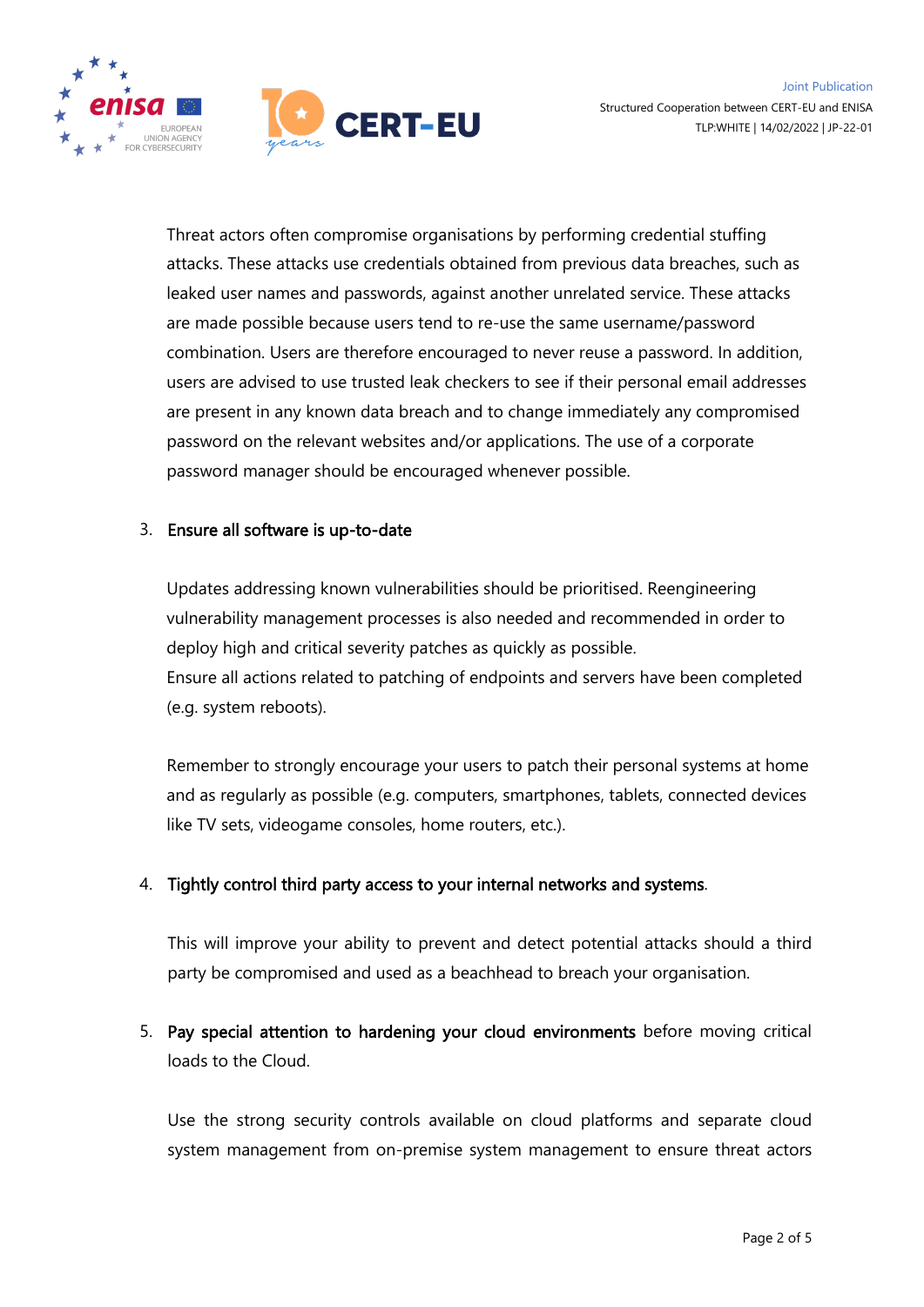Threat actors often compromise organisations by performing credential stuffing attacks. These attacks use credentials obtained from previous data breaches, such as leaked user names and passwords, against another unrelated service. These attacks are made possible because users tend to re-use the same username/password combination. Users are therefore encouraged to never reuse a password. In addition, users are advised to use trusted leak checkers to see if their personal email addresses are present in any known data breach and to change immediately any compromised password on the relevant websites and/or applications. The use of a corporate password manager should be encouraged whenever possible.

3. **Ensure all software is up-to-date**

   Updates addressing known vulnerabilities should be prioritised. Reengineering vulnerability management processes is also needed and recommended in order to deploy high and critical severity patches as quickly as possible.
   Ensure all actions related to patching of endpoints and servers have been completed (e.g. system reboots).

   Remember to strongly encourage your users to patch their personal systems at home and as regularly as possible (e.g. computers, smartphones, tablets, connected devices like TV sets, videogame consoles, home routers, etc.).

4. **Tightly control third party access to your internal networks and systems**.

   This will improve your ability to prevent and detect potential attacks should a third party be compromised and used as a beachhead to breach your organisation.

5. **Pay special attention to hardening your cloud environments** before moving critical loads to the Cloud.

   Use the strong security controls available on cloud platforms and separate cloud system management from on-premise system management to ensure threat actors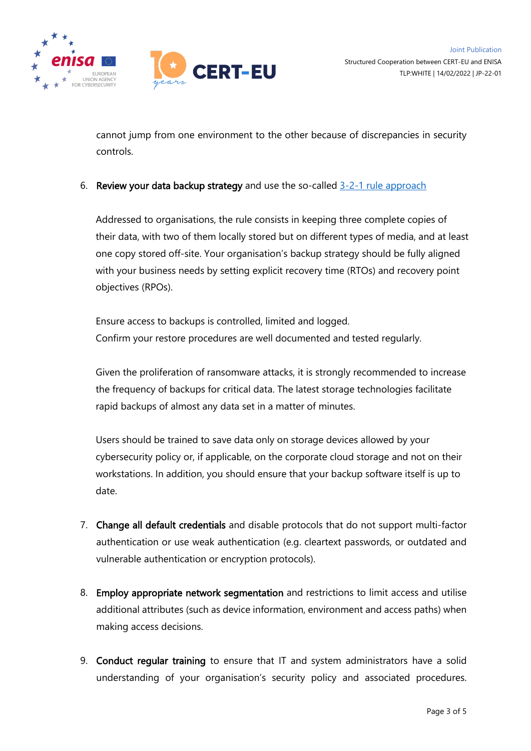cannot jump from one environment to the other because of discrepancies in security controls.

6. **Review your data backup strategy** and use the so-called [3-2-1 rule approach](#)

   Addressed to organisations, the rule consists in keeping three complete copies of their data, with two of them locally stored but on different types of media, and at least one copy stored off-site. Your organisation's backup strategy should be fully aligned with your business needs by setting explicit recovery time (RTOs) and recovery point objectives (RPOs).

   Ensure access to backups is controlled, limited and logged.
   Confirm your restore procedures are well documented and tested regularly.

   Given the proliferation of ransomware attacks, it is strongly recommended to increase the frequency of backups for critical data. The latest storage technologies facilitate rapid backups of almost any data set in a matter of minutes.

   Users should be trained to save data only on storage devices allowed by your cybersecurity policy or, if applicable, on the corporate cloud storage and not on their workstations. In addition, you should ensure that your backup software itself is up to date.

7. **Change all default credentials** and disable protocols that do not support multi-factor authentication or use weak authentication (e.g. cleartext passwords, or outdated and vulnerable authentication or encryption protocols).

8. **Employ appropriate network segmentation** and restrictions to limit access and utilise additional attributes (such as device information, environment and access paths) when making access decisions.

9. **Conduct regular training** to ensure that IT and system administrators have a solid understanding of your organisation's security policy and associated procedures.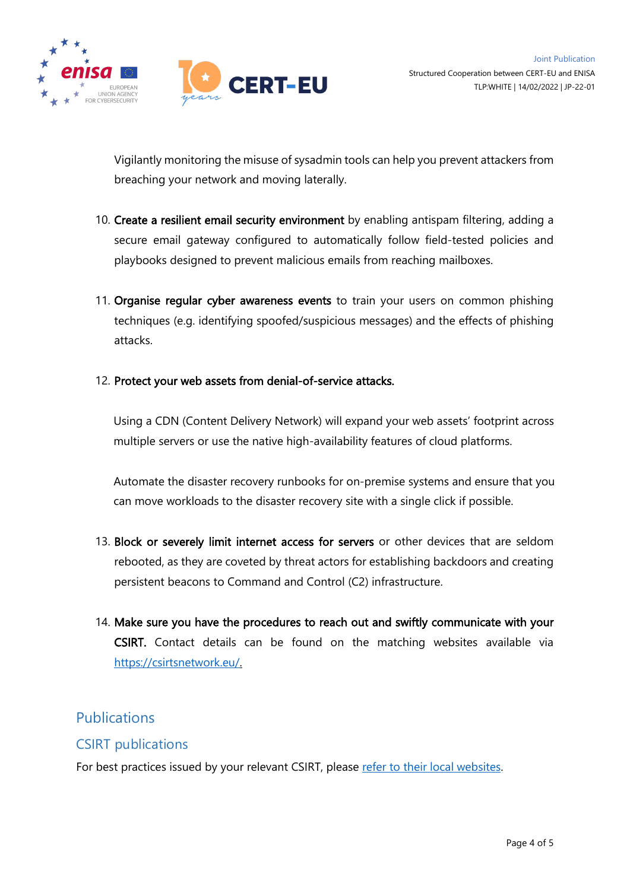Vigilantly monitoring the misuse of sysadmin tools can help you prevent attackers from breaching your network and moving laterally.

10. **Create a resilient email security environment** by enabling antispam filtering, adding a secure email gateway configured to automatically follow field-tested policies and playbooks designed to prevent malicious emails from reaching mailboxes.

11. **Organise regular cyber awareness events** to train your users on common phishing techniques (e.g. identifying spoofed/suspicious messages) and the effects of phishing attacks.

12. **Protect your web assets from denial-of-service attacks.**

    Using a CDN (Content Delivery Network) will expand your web assets' footprint across multiple servers or use the native high-availability features of cloud platforms.

    Automate the disaster recovery runbooks for on-premise systems and ensure that you can move workloads to the disaster recovery site with a single click if possible.

13. **Block or severely limit internet access for servers** or other devices that are seldom rebooted, as they are coveted by threat actors for establishing backdoors and creating persistent beacons to Command and Control (C2) infrastructure.

14. **Make sure you have the procedures to reach out and swiftly communicate with your CSIRT.** Contact details can be found on the matching websites available via [https://csirtsnetwork.eu/](https://csirtsnetwork.eu/).

# Publications

## CSIRT publications

For best practices issued by your relevant CSIRT, please refer to their local websites.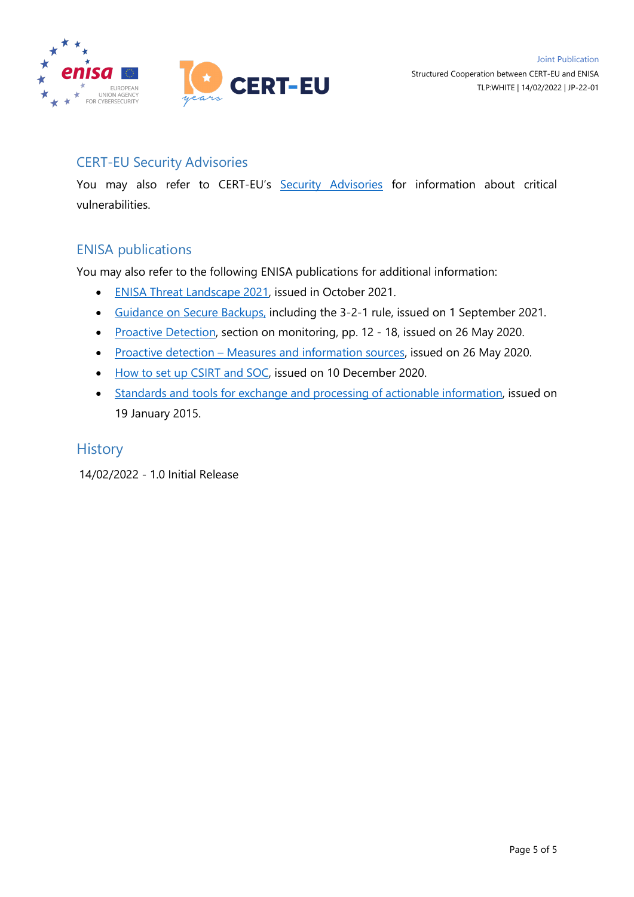## CERT-EU Security Advisories

You may also refer to CERT-EU's Security Advisories for information about critical vulnerabilities.

## ENISA publications

You may also refer to the following ENISA publications for additional information:

- ENISA Threat Landscape 2021, issued in October 2021.
- Guidance on Secure Backups, including the 3-2-1 rule, issued on 1 September 2021.
- Proactive Detection, section on monitoring, pp. 12 - 18, issued on 26 May 2020.
- Proactive detection – Measures and information sources, issued on 26 May 2020.
- How to set up CSIRT and SOC, issued on 10 December 2020.
- Standards and tools for exchange and processing of actionable information, issued on 19 January 2015.

## History

14/02/2022 - 1.0 Initial Release